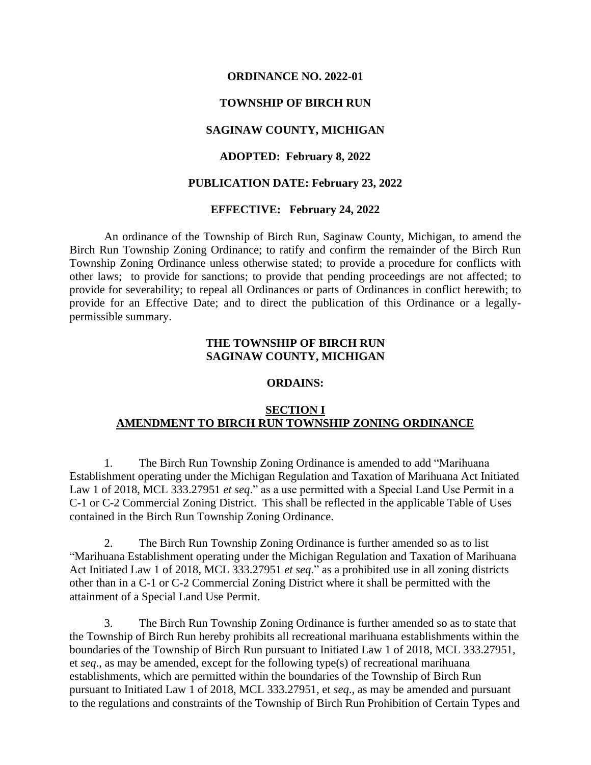**ORDINANCE NO. 2022-01**

**TOWNSHIP OF BIRCH RUN**

**SAGINAW COUNTY, MICHIGAN**

**ADOPTED: February 8, 2022**

**PUBLICATION DATE: February 23, 2022**

**EFFECTIVE: February 24, 2022**

An ordinance of the Township of Birch Run, Saginaw County, Michigan, to amend the Birch Run Township Zoning Ordinance; to ratify and confirm the remainder of the Birch Run Township Zoning Ordinance unless otherwise stated; to provide a procedure for conflicts with other laws; to provide for sanctions; to provide that pending proceedings are not affected; to provide for severability; to repeal all Ordinances or parts of Ordinances in conflict herewith; to provide for an Effective Date; and to direct the publication of this Ordinance or a legally-permissible summary.

**THE TOWNSHIP OF BIRCH RUN**
**SAGINAW COUNTY, MICHIGAN**

**ORDAINS:**

## SECTION I
## AMENDMENT TO BIRCH RUN TOWNSHIP ZONING ORDINANCE

1. The Birch Run Township Zoning Ordinance is amended to add "Marihuana Establishment operating under the Michigan Regulation and Taxation of Marihuana Act Initiated Law 1 of 2018, MCL 333.27951 *et seq*." as a use permitted with a Special Land Use Permit in a C-1 or C-2 Commercial Zoning District. This shall be reflected in the applicable Table of Uses contained in the Birch Run Township Zoning Ordinance.

2. The Birch Run Township Zoning Ordinance is further amended so as to list "Marihuana Establishment operating under the Michigan Regulation and Taxation of Marihuana Act Initiated Law 1 of 2018, MCL 333.27951 *et seq*." as a prohibited use in all zoning districts other than in a C-1 or C-2 Commercial Zoning District where it shall be permitted with the attainment of a Special Land Use Permit.

3. The Birch Run Township Zoning Ordinance is further amended so as to state that the Township of Birch Run hereby prohibits all recreational marihuana establishments within the boundaries of the Township of Birch Run pursuant to Initiated Law 1 of 2018, MCL 333.27951, et *seq*., as may be amended, except for the following type(s) of recreational marihuana establishments, which are permitted within the boundaries of the Township of Birch Run pursuant to Initiated Law 1 of 2018, MCL 333.27951, et *seq*., as may be amended and pursuant to the regulations and constraints of the Township of Birch Run Prohibition of Certain Types and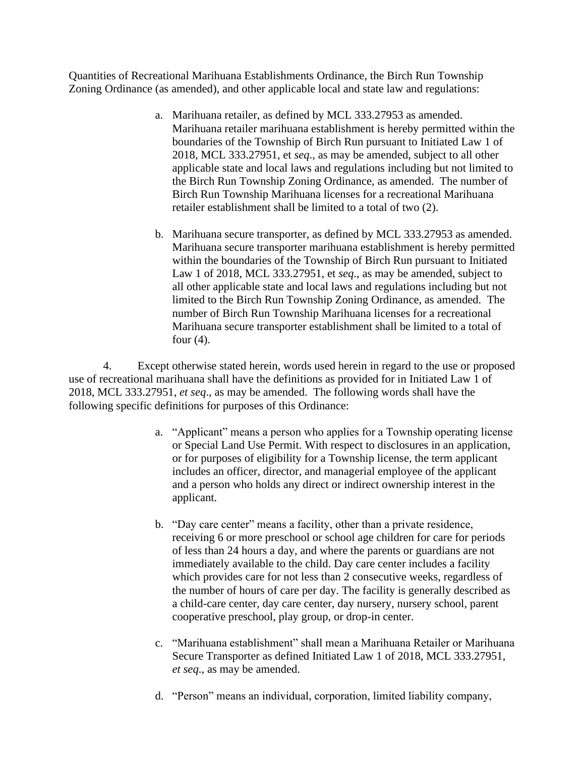Quantities of Recreational Marihuana Establishments Ordinance, the Birch Run Township Zoning Ordinance (as amended), and other applicable local and state law and regulations:

a. Marihuana retailer, as defined by MCL 333.27953 as amended. Marihuana retailer marihuana establishment is hereby permitted within the boundaries of the Township of Birch Run pursuant to Initiated Law 1 of 2018, MCL 333.27951, et *seq*., as may be amended, subject to all other applicable state and local laws and regulations including but not limited to the Birch Run Township Zoning Ordinance, as amended. The number of Birch Run Township Marihuana licenses for a recreational Marihuana retailer establishment shall be limited to a total of two (2).

b. Marihuana secure transporter, as defined by MCL 333.27953 as amended. Marihuana secure transporter marihuana establishment is hereby permitted within the boundaries of the Township of Birch Run pursuant to Initiated Law 1 of 2018, MCL 333.27951, et *seq*., as may be amended, subject to all other applicable state and local laws and regulations including but not limited to the Birch Run Township Zoning Ordinance, as amended. The number of Birch Run Township Marihuana licenses for a recreational Marihuana secure transporter establishment shall be limited to a total of four (4).

4. Except otherwise stated herein, words used herein in regard to the use or proposed use of recreational marihuana shall have the definitions as provided for in Initiated Law 1 of 2018, MCL 333.27951, *et seq*., as may be amended. The following words shall have the following specific definitions for purposes of this Ordinance:

a. "Applicant" means a person who applies for a Township operating license or Special Land Use Permit. With respect to disclosures in an application, or for purposes of eligibility for a Township license, the term applicant includes an officer, director, and managerial employee of the applicant and a person who holds any direct or indirect ownership interest in the applicant.

b. "Day care center" means a facility, other than a private residence, receiving 6 or more preschool or school age children for care for periods of less than 24 hours a day, and where the parents or guardians are not immediately available to the child. Day care center includes a facility which provides care for not less than 2 consecutive weeks, regardless of the number of hours of care per day. The facility is generally described as a child-care center, day care center, day nursery, nursery school, parent cooperative preschool, play group, or drop-in center.

c. "Marihuana establishment" shall mean a Marihuana Retailer or Marihuana Secure Transporter as defined Initiated Law 1 of 2018, MCL 333.27951, *et seq*., as may be amended.

d. "Person" means an individual, corporation, limited liability company,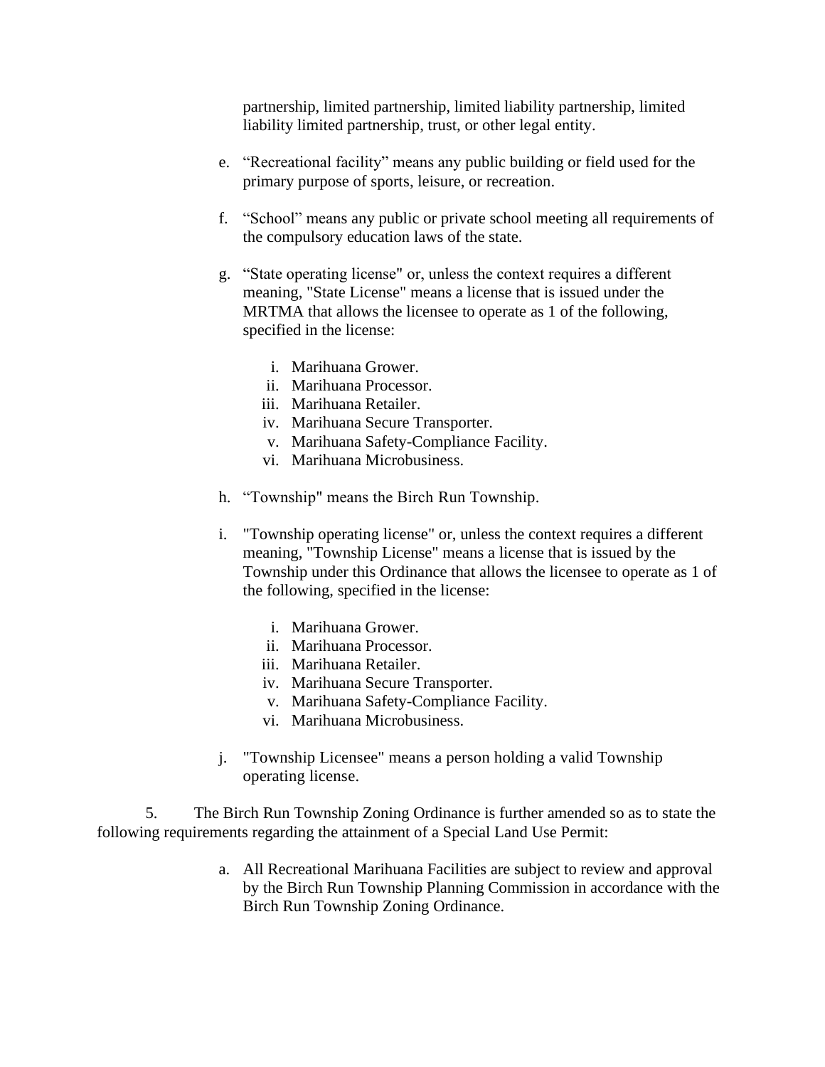partnership, limited partnership, limited liability partnership, limited liability limited partnership, trust, or other legal entity.

e. “Recreational facility” means any public building or field used for the primary purpose of sports, leisure, or recreation.

f. “School” means any public or private school meeting all requirements of the compulsory education laws of the state.

g. “State operating license" or, unless the context requires a different meaning, "State License" means a license that is issued under the MRTMA that allows the licensee to operate as 1 of the following, specified in the license:

   i. Marihuana Grower.
   ii. Marihuana Processor.
   iii. Marihuana Retailer.
   iv. Marihuana Secure Transporter.
   v. Marihuana Safety-Compliance Facility.
   vi. Marihuana Microbusiness.

h. “Township" means the Birch Run Township.

i. "Township operating license" or, unless the context requires a different meaning, "Township License" means a license that is issued by the Township under this Ordinance that allows the licensee to operate as 1 of the following, specified in the license:

   i. Marihuana Grower.
   ii. Marihuana Processor.
   iii. Marihuana Retailer.
   iv. Marihuana Secure Transporter.
   v. Marihuana Safety-Compliance Facility.
   vi. Marihuana Microbusiness.

j. "Township Licensee" means a person holding a valid Township operating license.

5. The Birch Run Township Zoning Ordinance is further amended so as to state the following requirements regarding the attainment of a Special Land Use Permit:

a. All Recreational Marihuana Facilities are subject to review and approval by the Birch Run Township Planning Commission in accordance with the Birch Run Township Zoning Ordinance.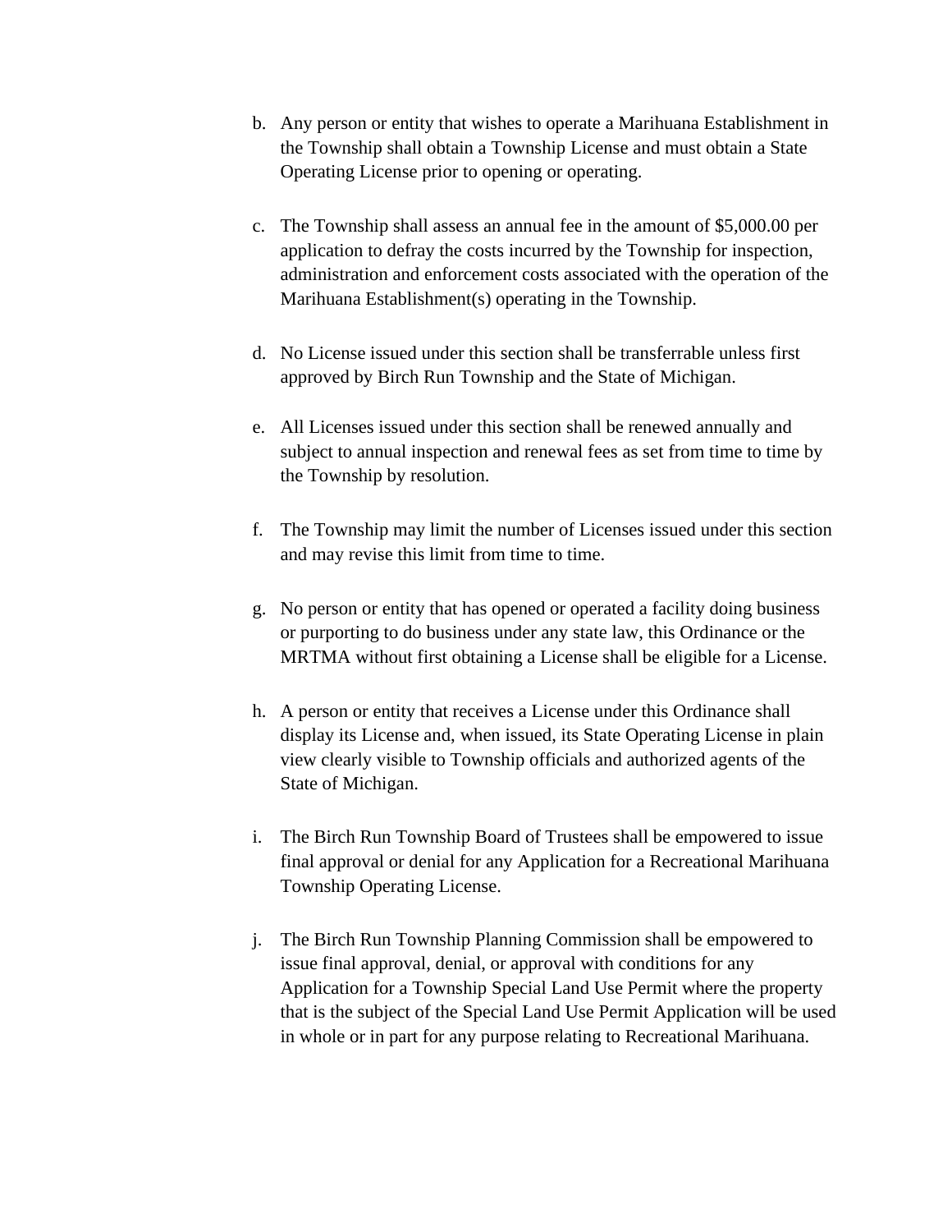b. Any person or entity that wishes to operate a Marihuana Establishment in the Township shall obtain a Township License and must obtain a State Operating License prior to opening or operating.

c. The Township shall assess an annual fee in the amount of $5,000.00 per application to defray the costs incurred by the Township for inspection, administration and enforcement costs associated with the operation of the Marihuana Establishment(s) operating in the Township.

d. No License issued under this section shall be transferrable unless first approved by Birch Run Township and the State of Michigan.

e. All Licenses issued under this section shall be renewed annually and subject to annual inspection and renewal fees as set from time to time by the Township by resolution.

f. The Township may limit the number of Licenses issued under this section and may revise this limit from time to time.

g. No person or entity that has opened or operated a facility doing business or purporting to do business under any state law, this Ordinance or the MRTMA without first obtaining a License shall be eligible for a License.

h. A person or entity that receives a License under this Ordinance shall display its License and, when issued, its State Operating License in plain view clearly visible to Township officials and authorized agents of the State of Michigan.

i. The Birch Run Township Board of Trustees shall be empowered to issue final approval or denial for any Application for a Recreational Marihuana Township Operating License.

j. The Birch Run Township Planning Commission shall be empowered to issue final approval, denial, or approval with conditions for any Application for a Township Special Land Use Permit where the property that is the subject of the Special Land Use Permit Application will be used in whole or in part for any purpose relating to Recreational Marihuana.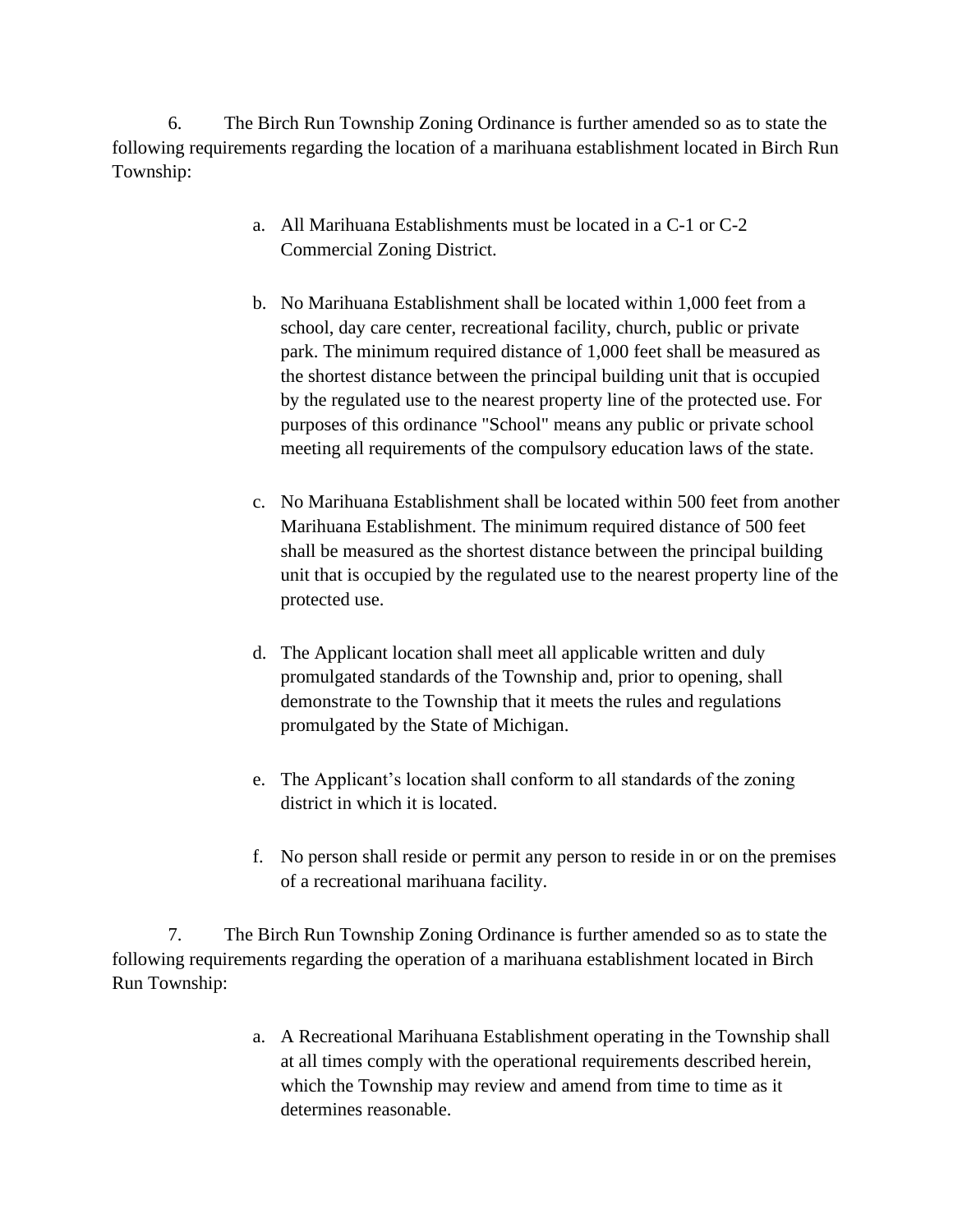6. The Birch Run Township Zoning Ordinance is further amended so as to state the following requirements regarding the location of a marihuana establishment located in Birch Run Township:

   a. All Marihuana Establishments must be located in a C-1 or C-2 Commercial Zoning District.

   b. No Marihuana Establishment shall be located within 1,000 feet from a school, day care center, recreational facility, church, public or private park. The minimum required distance of 1,000 feet shall be measured as the shortest distance between the principal building unit that is occupied by the regulated use to the nearest property line of the protected use. For purposes of this ordinance "School" means any public or private school meeting all requirements of the compulsory education laws of the state.

   c. No Marihuana Establishment shall be located within 500 feet from another Marihuana Establishment. The minimum required distance of 500 feet shall be measured as the shortest distance between the principal building unit that is occupied by the regulated use to the nearest property line of the protected use.

   d. The Applicant location shall meet all applicable written and duly promulgated standards of the Township and, prior to opening, shall demonstrate to the Township that it meets the rules and regulations promulgated by the State of Michigan.

   e. The Applicant's location shall conform to all standards of the zoning district in which it is located.

   f. No person shall reside or permit any person to reside in or on the premises of a recreational marihuana facility.

7. The Birch Run Township Zoning Ordinance is further amended so as to state the following requirements regarding the operation of a marihuana establishment located in Birch Run Township:

   a. A Recreational Marihuana Establishment operating in the Township shall at all times comply with the operational requirements described herein, which the Township may review and amend from time to time as it determines reasonable.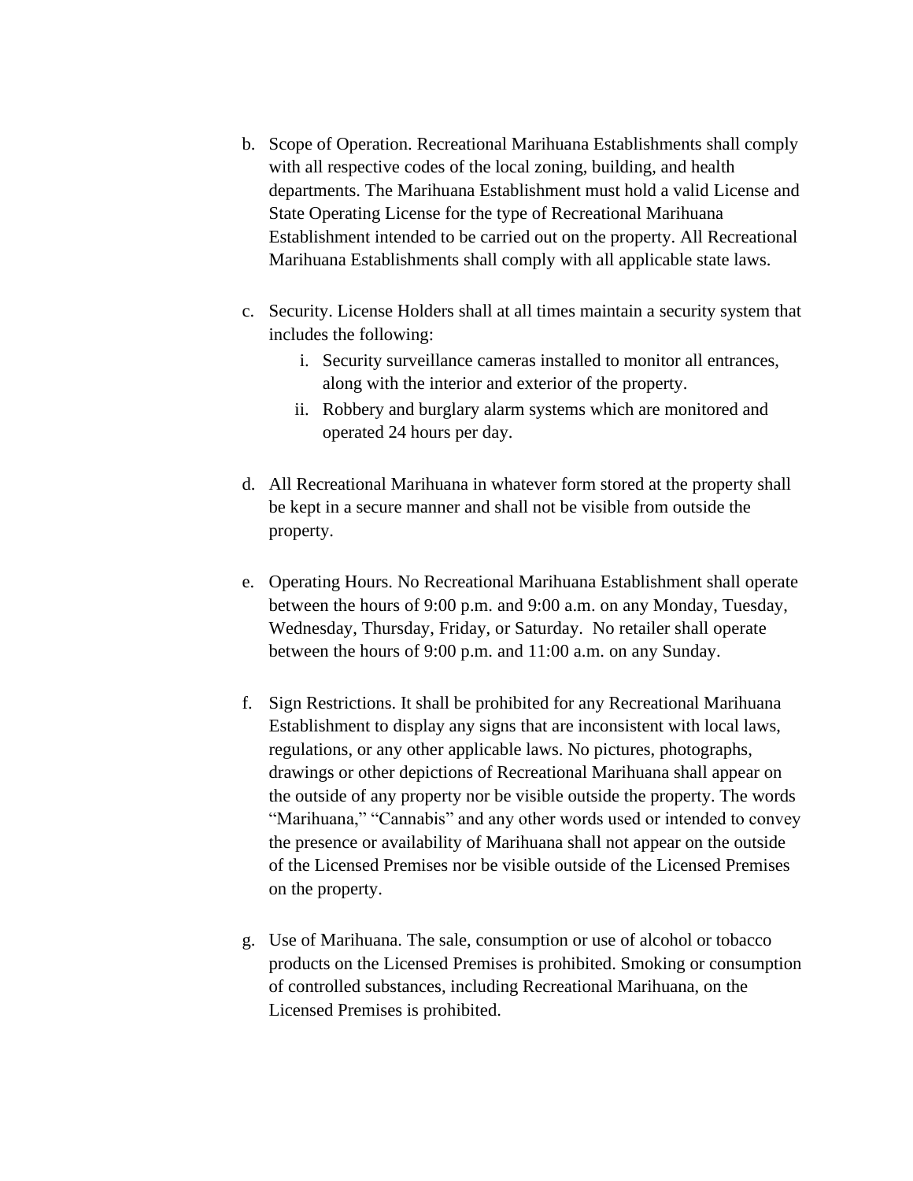b. Scope of Operation. Recreational Marihuana Establishments shall comply with all respective codes of the local zoning, building, and health departments. The Marihuana Establishment must hold a valid License and State Operating License for the type of Recreational Marihuana Establishment intended to be carried out on the property. All Recreational Marihuana Establishments shall comply with all applicable state laws.

c. Security. License Holders shall at all times maintain a security system that includes the following:
   i. Security surveillance cameras installed to monitor all entrances, along with the interior and exterior of the property.
   ii. Robbery and burglary alarm systems which are monitored and operated 24 hours per day.

d. All Recreational Marihuana in whatever form stored at the property shall be kept in a secure manner and shall not be visible from outside the property.

e. Operating Hours. No Recreational Marihuana Establishment shall operate between the hours of 9:00 p.m. and 9:00 a.m. on any Monday, Tuesday, Wednesday, Thursday, Friday, or Saturday. No retailer shall operate between the hours of 9:00 p.m. and 11:00 a.m. on any Sunday.

f. Sign Restrictions. It shall be prohibited for any Recreational Marihuana Establishment to display any signs that are inconsistent with local laws, regulations, or any other applicable laws. No pictures, photographs, drawings or other depictions of Recreational Marihuana shall appear on the outside of any property nor be visible outside the property. The words "Marihuana," "Cannabis" and any other words used or intended to convey the presence or availability of Marihuana shall not appear on the outside of the Licensed Premises nor be visible outside of the Licensed Premises on the property.

g. Use of Marihuana. The sale, consumption or use of alcohol or tobacco products on the Licensed Premises is prohibited. Smoking or consumption of controlled substances, including Recreational Marihuana, on the Licensed Premises is prohibited.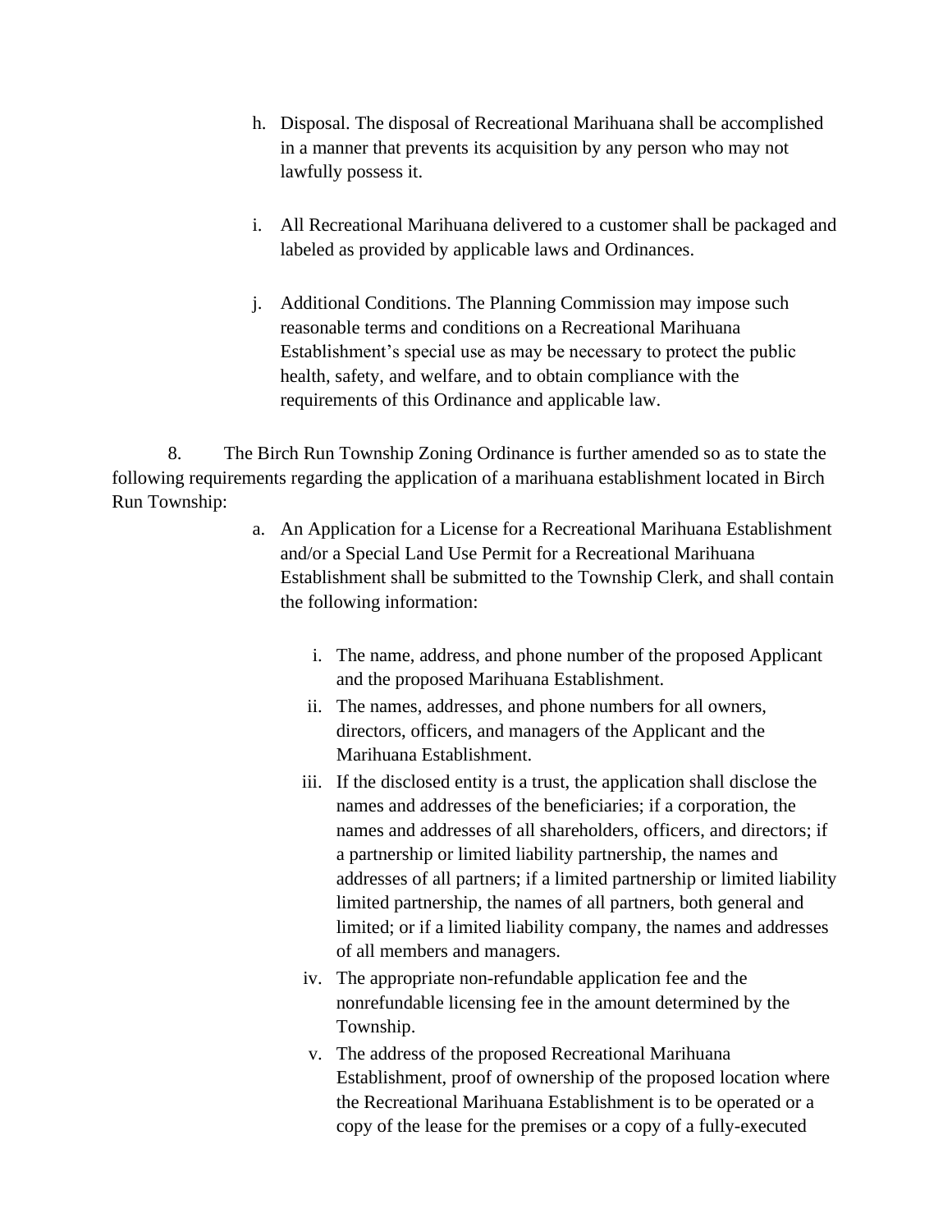h. Disposal. The disposal of Recreational Marihuana shall be accomplished in a manner that prevents its acquisition by any person who may not lawfully possess it.

i. All Recreational Marihuana delivered to a customer shall be packaged and labeled as provided by applicable laws and Ordinances.

j. Additional Conditions. The Planning Commission may impose such reasonable terms and conditions on a Recreational Marihuana Establishment's special use as may be necessary to protect the public health, safety, and welfare, and to obtain compliance with the requirements of this Ordinance and applicable law.

8. The Birch Run Township Zoning Ordinance is further amended so as to state the following requirements regarding the application of a marihuana establishment located in Birch Run Township:

a. An Application for a License for a Recreational Marihuana Establishment and/or a Special Land Use Permit for a Recreational Marihuana Establishment shall be submitted to the Township Clerk, and shall contain the following information:

   i. The name, address, and phone number of the proposed Applicant and the proposed Marihuana Establishment.
   
   ii. The names, addresses, and phone numbers for all owners, directors, officers, and managers of the Applicant and the Marihuana Establishment.
   
   iii. If the disclosed entity is a trust, the application shall disclose the names and addresses of the beneficiaries; if a corporation, the names and addresses of all shareholders, officers, and directors; if a partnership or limited liability partnership, the names and addresses of all partners; if a limited partnership or limited liability limited partnership, the names of all partners, both general and limited; or if a limited liability company, the names and addresses of all members and managers.
   
   iv. The appropriate non-refundable application fee and the nonrefundable licensing fee in the amount determined by the Township.
   
   v. The address of the proposed Recreational Marihuana Establishment, proof of ownership of the proposed location where the Recreational Marihuana Establishment is to be operated or a copy of the lease for the premises or a copy of a fully-executed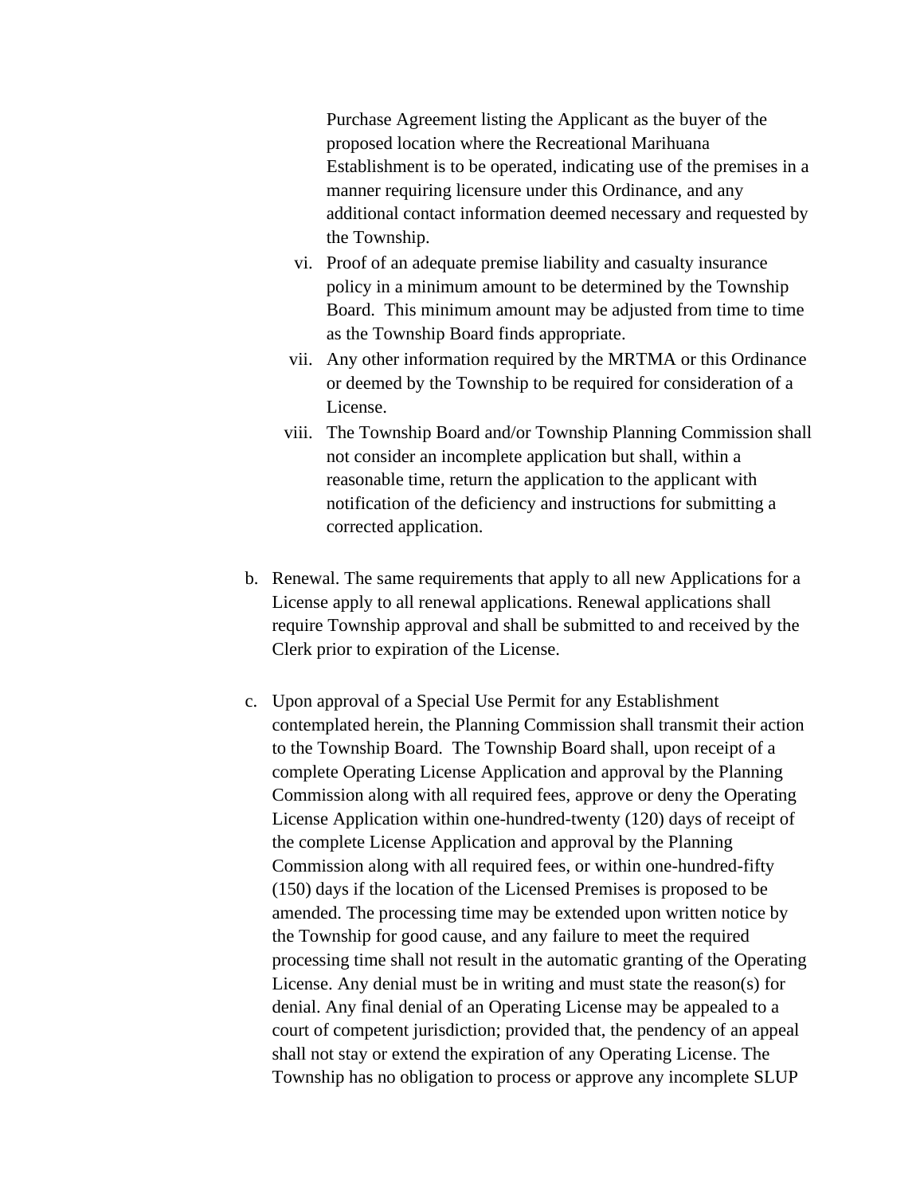Purchase Agreement listing the Applicant as the buyer of the proposed location where the Recreational Marihuana Establishment is to be operated, indicating use of the premises in a manner requiring licensure under this Ordinance, and any additional contact information deemed necessary and requested by the Township.

vi. Proof of an adequate premise liability and casualty insurance policy in a minimum amount to be determined by the Township Board. This minimum amount may be adjusted from time to time as the Township Board finds appropriate.

vii. Any other information required by the MRTMA or this Ordinance or deemed by the Township to be required for consideration of a License.

viii. The Township Board and/or Township Planning Commission shall not consider an incomplete application but shall, within a reasonable time, return the application to the applicant with notification of the deficiency and instructions for submitting a corrected application.

b. Renewal. The same requirements that apply to all new Applications for a License apply to all renewal applications. Renewal applications shall require Township approval and shall be submitted to and received by the Clerk prior to expiration of the License.

c. Upon approval of a Special Use Permit for any Establishment contemplated herein, the Planning Commission shall transmit their action to the Township Board. The Township Board shall, upon receipt of a complete Operating License Application and approval by the Planning Commission along with all required fees, approve or deny the Operating License Application within one-hundred-twenty (120) days of receipt of the complete License Application and approval by the Planning Commission along with all required fees, or within one-hundred-fifty (150) days if the location of the Licensed Premises is proposed to be amended. The processing time may be extended upon written notice by the Township for good cause, and any failure to meet the required processing time shall not result in the automatic granting of the Operating License. Any denial must be in writing and must state the reason(s) for denial. Any final denial of an Operating License may be appealed to a court of competent jurisdiction; provided that, the pendency of an appeal shall not stay or extend the expiration of any Operating License. The Township has no obligation to process or approve any incomplete SLUP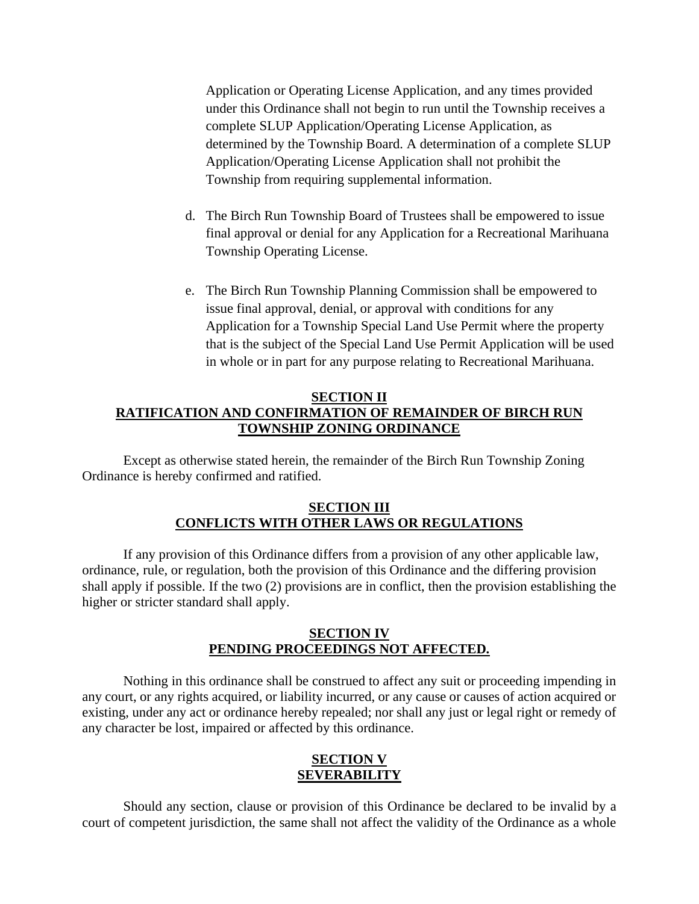Application or Operating License Application, and any times provided under this Ordinance shall not begin to run until the Township receives a complete SLUP Application/Operating License Application, as determined by the Township Board. A determination of a complete SLUP Application/Operating License Application shall not prohibit the Township from requiring supplemental information.

d. The Birch Run Township Board of Trustees shall be empowered to issue final approval or denial for any Application for a Recreational Marihuana Township Operating License.

e. The Birch Run Township Planning Commission shall be empowered to issue final approval, denial, or approval with conditions for any Application for a Township Special Land Use Permit where the property that is the subject of the Special Land Use Permit Application will be used in whole or in part for any purpose relating to Recreational Marihuana.

## SECTION II
## RATIFICATION AND CONFIRMATION OF REMAINDER OF BIRCH RUN TOWNSHIP ZONING ORDINANCE

Except as otherwise stated herein, the remainder of the Birch Run Township Zoning Ordinance is hereby confirmed and ratified.

## SECTION III
## CONFLICTS WITH OTHER LAWS OR REGULATIONS

If any provision of this Ordinance differs from a provision of any other applicable law, ordinance, rule, or regulation, both the provision of this Ordinance and the differing provision shall apply if possible. If the two (2) provisions are in conflict, then the provision establishing the higher or stricter standard shall apply.

## SECTION IV
## PENDING PROCEEDINGS NOT AFFECTED.

Nothing in this ordinance shall be construed to affect any suit or proceeding impending in any court, or any rights acquired, or liability incurred, or any cause or causes of action acquired or existing, under any act or ordinance hereby repealed; nor shall any just or legal right or remedy of any character be lost, impaired or affected by this ordinance.

## SECTION V
## SEVERABILITY

Should any section, clause or provision of this Ordinance be declared to be invalid by a court of competent jurisdiction, the same shall not affect the validity of the Ordinance as a whole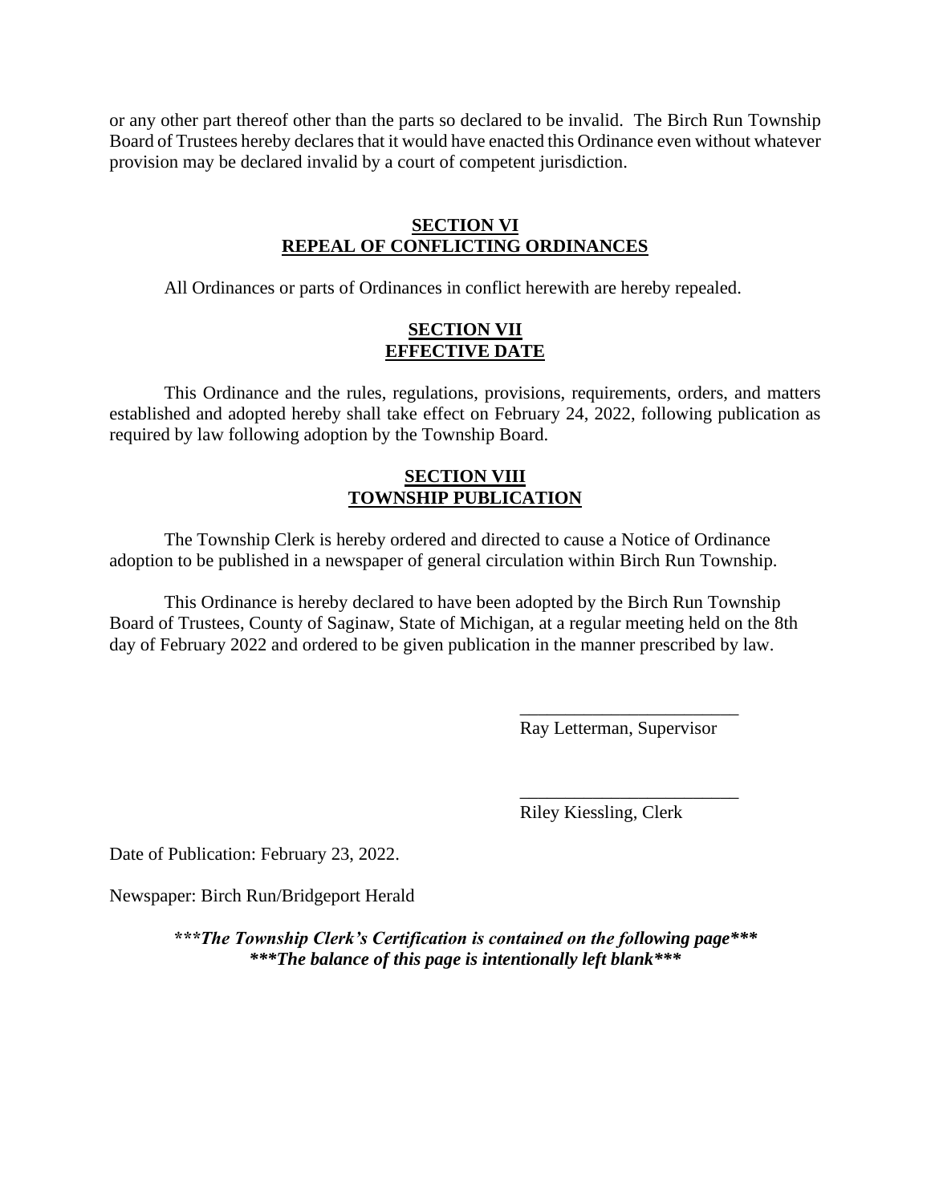or any other part thereof other than the parts so declared to be invalid. The Birch Run Township Board of Trustees hereby declares that it would have enacted this Ordinance even without whatever provision may be declared invalid by a court of competent jurisdiction.

## SECTION VI
## REPEAL OF CONFLICTING ORDINANCES

All Ordinances or parts of Ordinances in conflict herewith are hereby repealed.

## SECTION VII
## EFFECTIVE DATE

This Ordinance and the rules, regulations, provisions, requirements, orders, and matters established and adopted hereby shall take effect on February 24, 2022, following publication as required by law following adoption by the Township Board.

## SECTION VIII
## TOWNSHIP PUBLICATION

The Township Clerk is hereby ordered and directed to cause a Notice of Ordinance adoption to be published in a newspaper of general circulation within Birch Run Township.

This Ordinance is hereby declared to have been adopted by the Birch Run Township Board of Trustees, County of Saginaw, State of Michigan, at a regular meeting held on the 8th day of February 2022 and ordered to be given publication in the manner prescribed by law.

\_\_\_\_\_\_\_\_\_\_\_\_\_\_\_\_\_\_\_\_\_\_\_\_
Ray Letterman, Supervisor

\_\_\_\_\_\_\_\_\_\_\_\_\_\_\_\_\_\_\_\_\_\_\_\_
Riley Kiessling, Clerk

Date of Publication: February 23, 2022.

Newspaper: Birch Run/Bridgeport Herald

***\*\*\*The Township Clerk's Certification is contained on the following page\*\*\****
***\*\*\*The balance of this page is intentionally left blank\*\*\****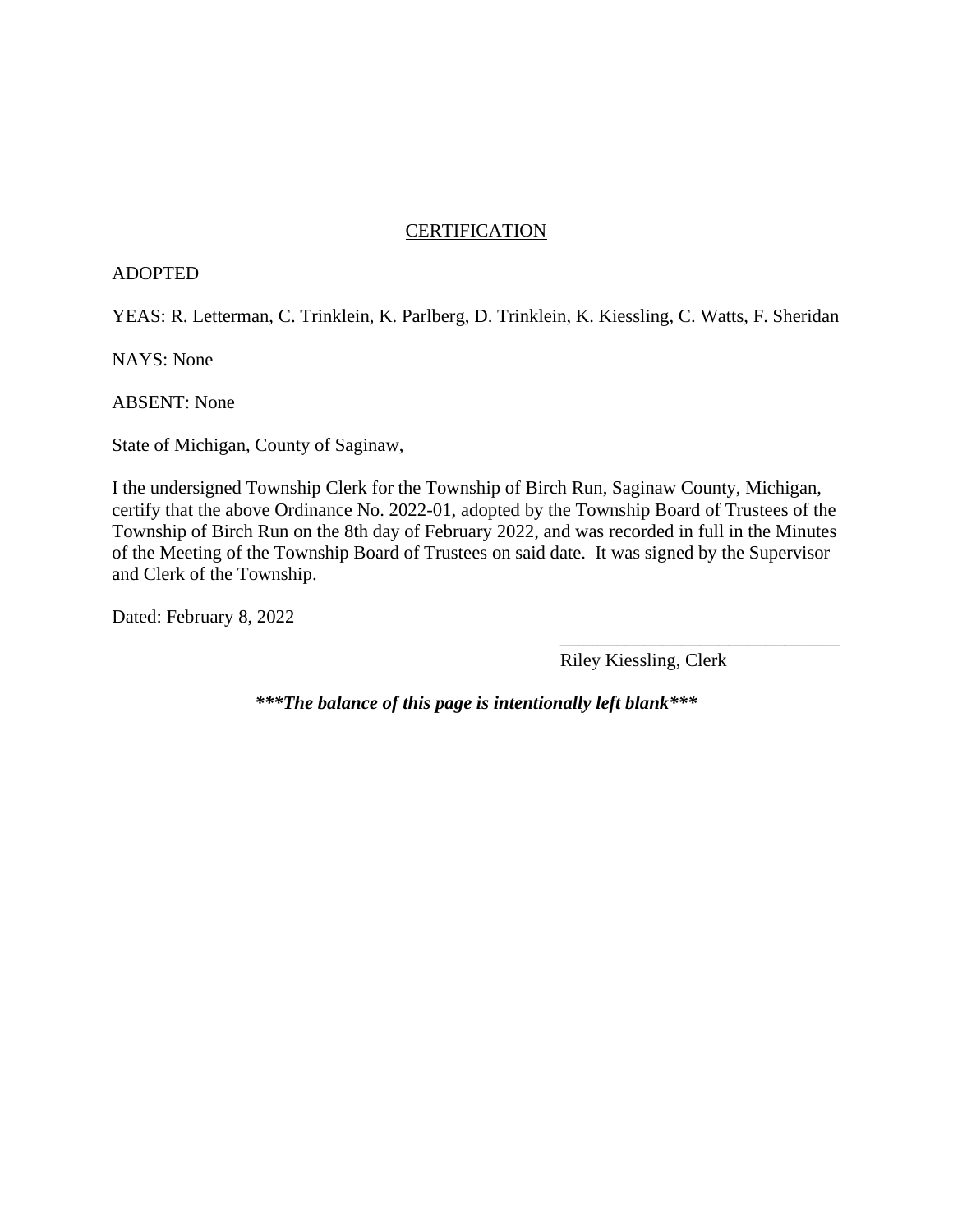## CERTIFICATION

ADOPTED

YEAS: R. Letterman, C. Trinklein, K. Parlberg, D. Trinklein, K. Kiessling, C. Watts, F. Sheridan

NAYS: None

ABSENT: None

State of Michigan, County of Saginaw,

I the undersigned Township Clerk for the Township of Birch Run, Saginaw County, Michigan, certify that the above Ordinance No. 2022-01, adopted by the Township Board of Trustees of the Township of Birch Run on the 8th day of February 2022, and was recorded in full in the Minutes of the Meeting of the Township Board of Trustees on said date. It was signed by the Supervisor and Clerk of the Township.

Dated: February 8, 2022

_______________________________
Riley Kiessling, Clerk

***\*\*\*The balance of this page is intentionally left blank\*\*\****